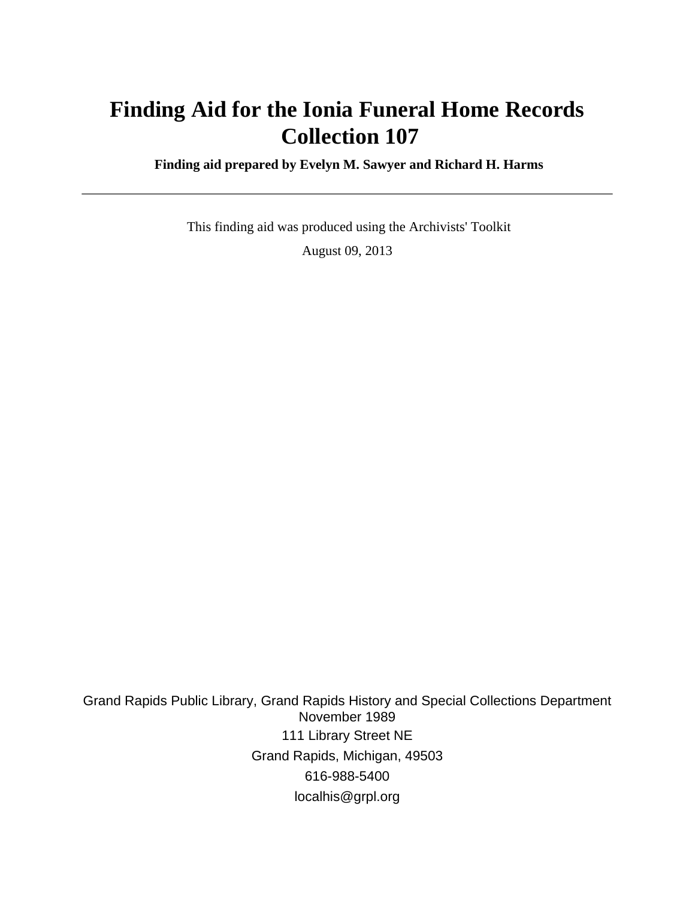# Finding Aid for the Ionia Funeral Home Records Collection 107

**Finding aid prepared by Evelyn M. Sawyer and Richard H. Harms**

---

This finding aid was produced using the Archivists' Toolkit

August 09, 2013

Grand Rapids Public Library, Grand Rapids History and Special Collections Department
November 1989
111 Library Street NE
Grand Rapids, Michigan, 49503
616-988-5400
localhis@grpl.org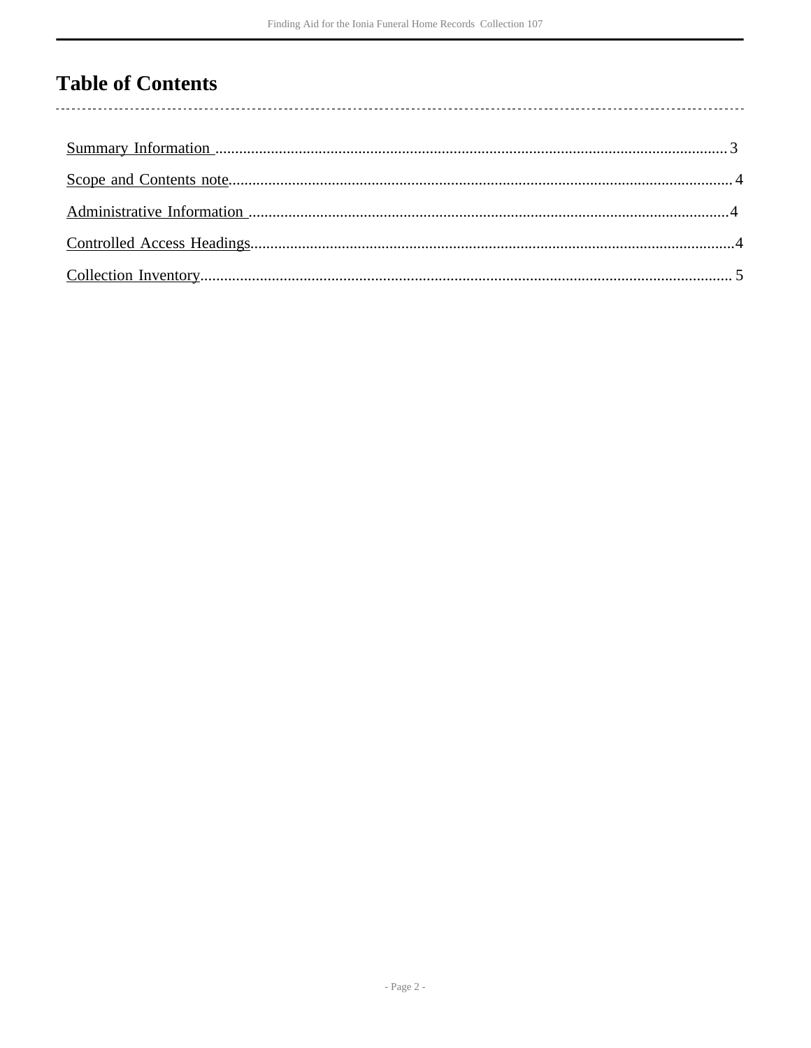# Table of Contents

Summary Information ..................................................................................................................................3

Scope and Contents note............................................................................................................................... 4

Administrative Information ..........................................................................................................................4

Controlled Access Headings.........................................................................................................................4

Collection Inventory...................................................................................................................................... 5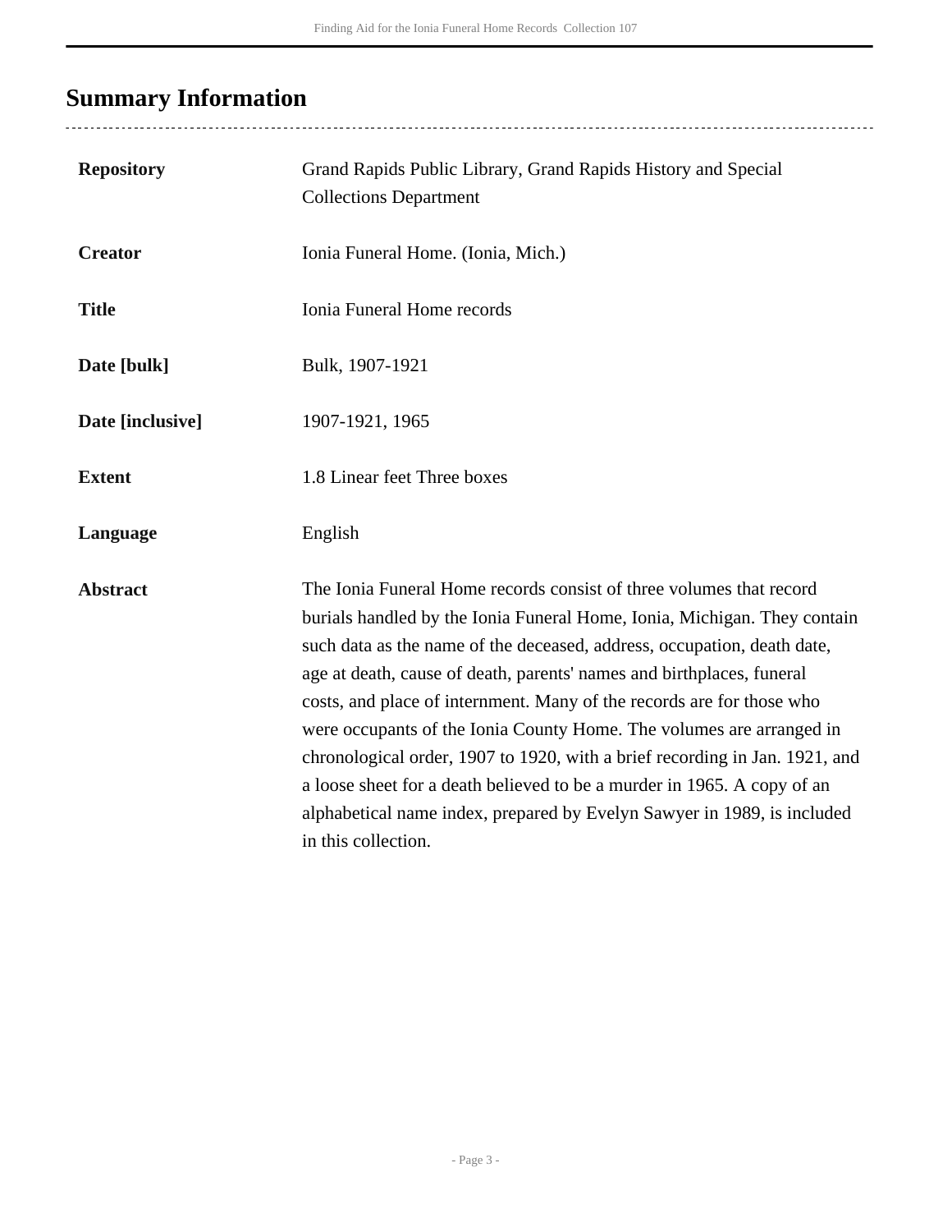## Summary Information

| | |
|---|---|
| **Repository** | Grand Rapids Public Library, Grand Rapids History and Special Collections Department |
| **Creator** | Ionia Funeral Home. (Ionia, Mich.) |
| **Title** | Ionia Funeral Home records |
| **Date [bulk]** | Bulk, 1907-1921 |
| **Date [inclusive]** | 1907-1921, 1965 |
| **Extent** | 1.8 Linear feet Three boxes |
| **Language** | English |
| **Abstract** | The Ionia Funeral Home records consist of three volumes that record burials handled by the Ionia Funeral Home, Ionia, Michigan. They contain such data as the name of the deceased, address, occupation, death date, age at death, cause of death, parents' names and birthplaces, funeral costs, and place of internment. Many of the records are for those who were occupants of the Ionia County Home. The volumes are arranged in chronological order, 1907 to 1920, with a brief recording in Jan. 1921, and a loose sheet for a death believed to be a murder in 1965. A copy of an alphabetical name index, prepared by Evelyn Sawyer in 1989, is included in this collection. |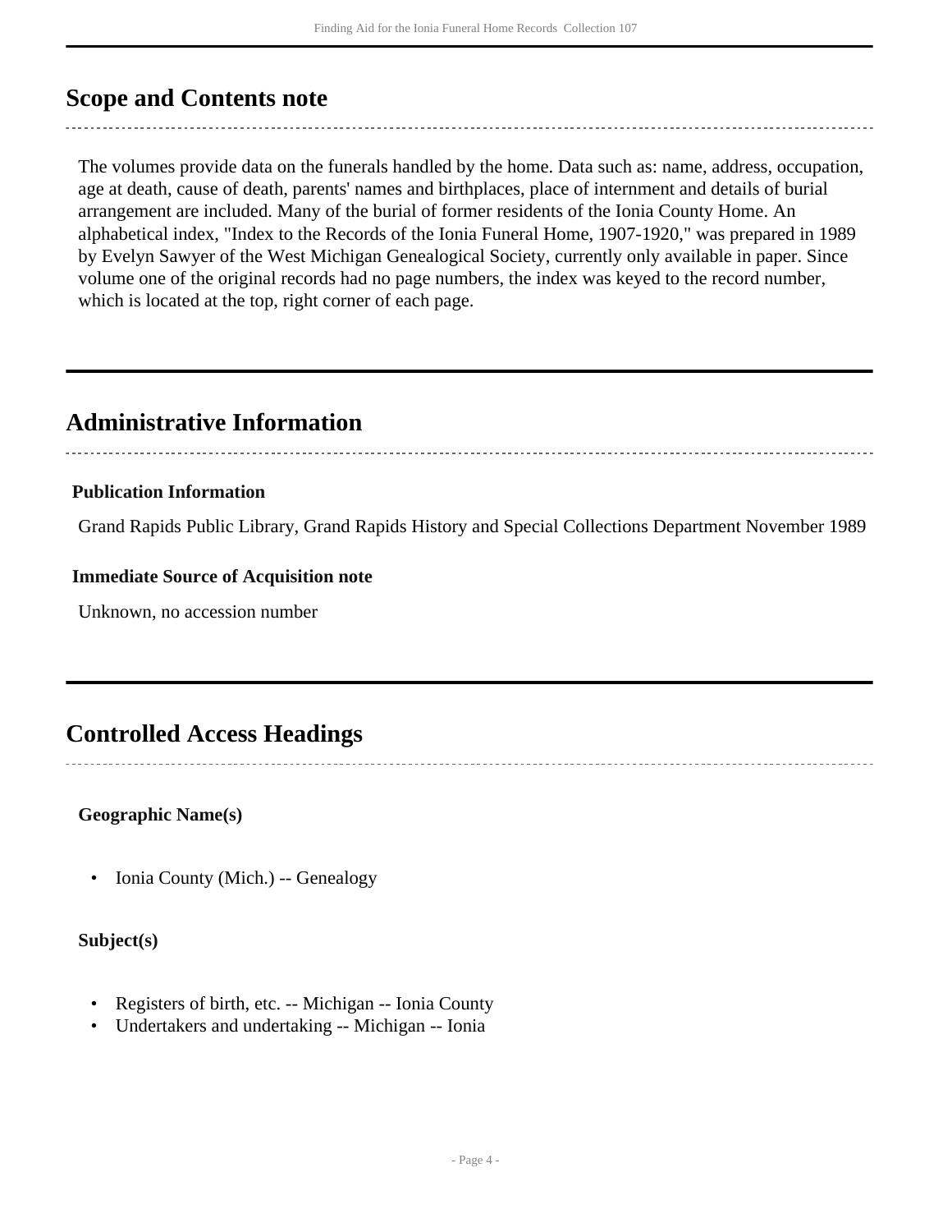## Scope and Contents note

The volumes provide data on the funerals handled by the home. Data such as: name, address, occupation, age at death, cause of death, parents' names and birthplaces, place of internment and details of burial arrangement are included. Many of the burial of former residents of the Ionia County Home. An alphabetical index, "Index to the Records of the Ionia Funeral Home, 1907-1920," was prepared in 1989 by Evelyn Sawyer of the West Michigan Genealogical Society, currently only available in paper. Since volume one of the original records had no page numbers, the index was keyed to the record number, which is located at the top, right corner of each page.

## Administrative Information

### Publication Information

Grand Rapids Public Library, Grand Rapids History and Special Collections Department November 1989

### Immediate Source of Acquisition note

Unknown, no accession number

## Controlled Access Headings

### Geographic Name(s)

- Ionia County (Mich.) -- Genealogy

### Subject(s)

- Registers of birth, etc. -- Michigan -- Ionia County
- Undertakers and undertaking -- Michigan -- Ionia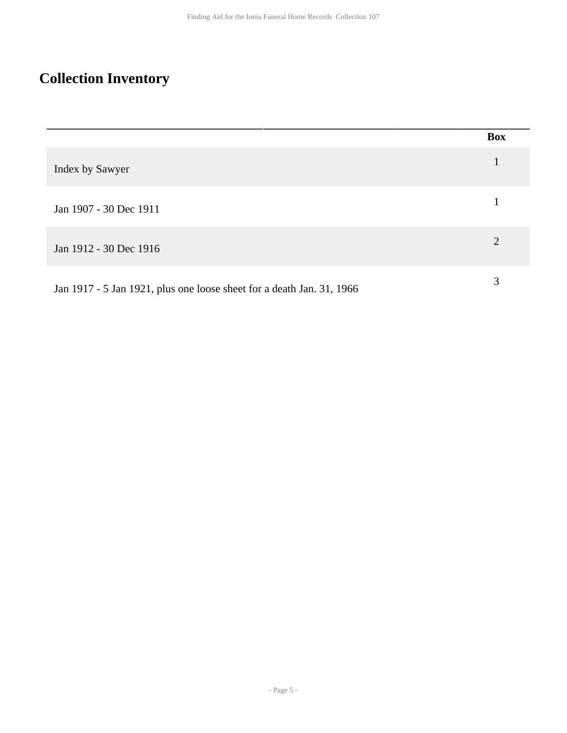## Collection Inventory

| | Box |
| --- | --- |
| Index by Sawyer | 1 |
| Jan 1907 - 30 Dec 1911 | 1 |
| Jan 1912 - 30 Dec 1916 | 2 |
| Jan 1917 - 5 Jan 1921, plus one loose sheet for a death Jan. 31, 1966 | 3 |